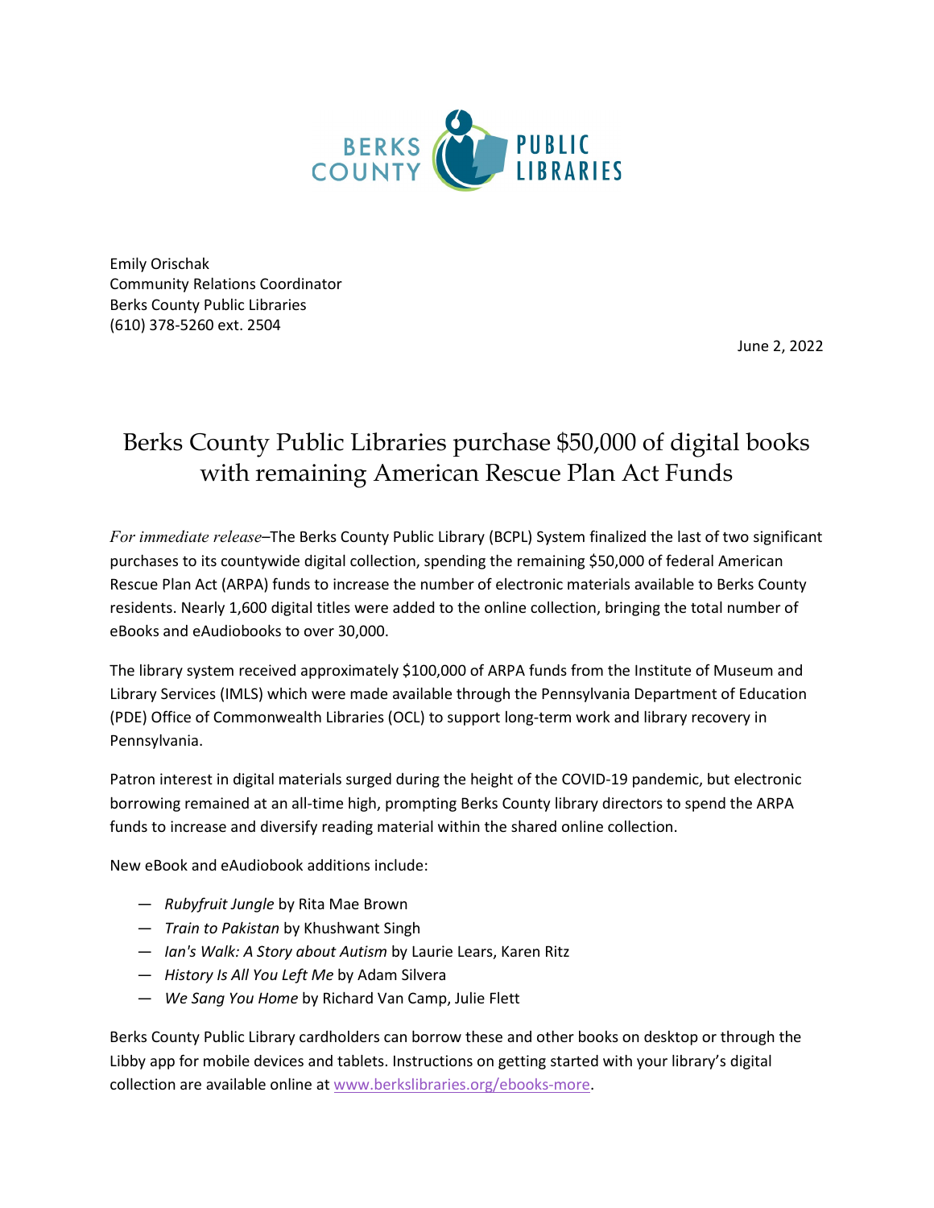BERKS COUNTY PUBLIC LIBRARIES

Emily Orischak
Community Relations Coordinator
Berks County Public Libraries
(610) 378-5260 ext. 2504

June 2, 2022

# Berks County Public Libraries purchase $50,000 of digital books with remaining American Rescue Plan Act Funds

*For immediate release*–The Berks County Public Library (BCPL) System finalized the last of two significant purchases to its countywide digital collection, spending the remaining $50,000 of federal American Rescue Plan Act (ARPA) funds to increase the number of electronic materials available to Berks County residents. Nearly 1,600 digital titles were added to the online collection, bringing the total number of eBooks and eAudiobooks to over 30,000.

The library system received approximately $100,000 of ARPA funds from the Institute of Museum and Library Services (IMLS) which were made available through the Pennsylvania Department of Education (PDE) Office of Commonwealth Libraries (OCL) to support long-term work and library recovery in Pennsylvania.

Patron interest in digital materials surged during the height of the COVID-19 pandemic, but electronic borrowing remained at an all-time high, prompting Berks County library directors to spend the ARPA funds to increase and diversify reading material within the shared online collection.

New eBook and eAudiobook additions include:

- *Rubyfruit Jungle* by Rita Mae Brown
- *Train to Pakistan* by Khushwant Singh
- *Ian's Walk: A Story about Autism* by Laurie Lears, Karen Ritz
- *History Is All You Left Me* by Adam Silvera
- *We Sang You Home* by Richard Van Camp, Julie Flett

Berks County Public Library cardholders can borrow these and other books on desktop or through the Libby app for mobile devices and tablets. Instructions on getting started with your library's digital collection are available online at www.berkslibraries.org/ebooks-more.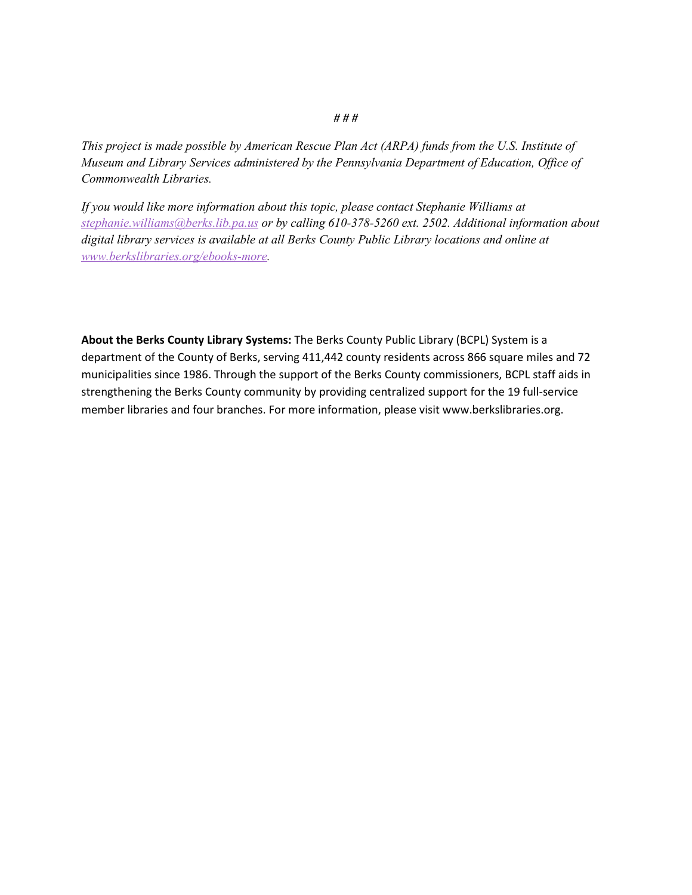*# # #*

*This project is made possible by American Rescue Plan Act (ARPA) funds from the U.S. Institute of Museum and Library Services administered by the Pennsylvania Department of Education, Office of Commonwealth Libraries.*

*If you would like more information about this topic, please contact Stephanie Williams at [stephanie.williams@berks.lib.pa.us](mailto:stephanie.williams@berks.lib.pa.us) or by calling 610-378-5260 ext. 2502. Additional information about digital library services is available at all Berks County Public Library locations and online at [www.berkslibraries.org/ebooks-more](http://www.berkslibraries.org/ebooks-more).*

**About the Berks County Library Systems:** The Berks County Public Library (BCPL) System is a department of the County of Berks, serving 411,442 county residents across 866 square miles and 72 municipalities since 1986. Through the support of the Berks County commissioners, BCPL staff aids in strengthening the Berks County community by providing centralized support for the 19 full-service member libraries and four branches. For more information, please visit www.berkslibraries.org.